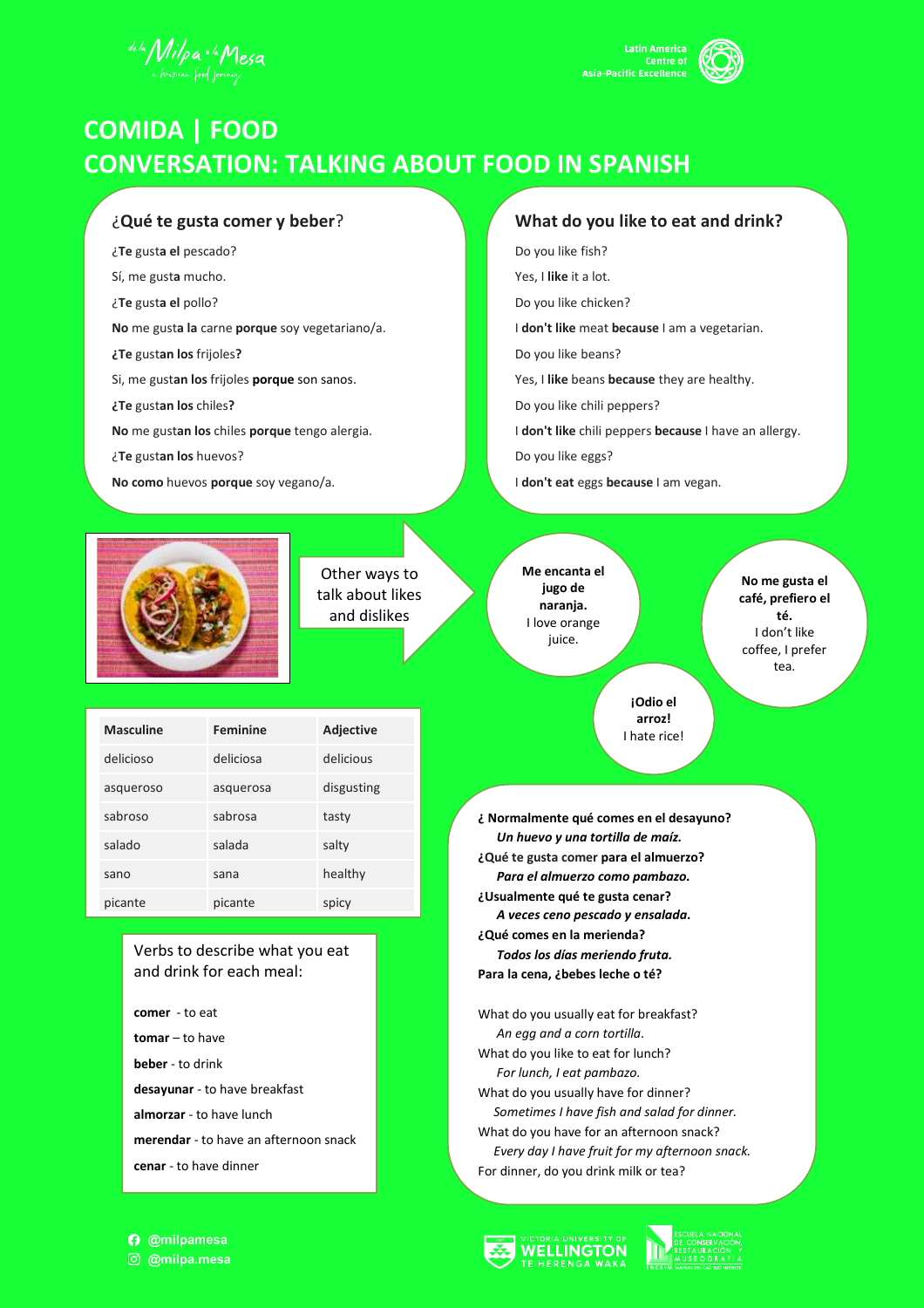# COMIDA | FOOD
# CONVERSATION: TALKING ABOUT FOOD IN SPANISH

## ¿Qué te gusta comer y beber?

¿**Te** gust**a** **el** pescado?

Sí, me gust**a** mucho.

¿**Te** gust**a** **el** pollo?

**No** me gust**a** **la** carne **porque** soy vegetariano/a.

**¿Te** gust**an** **los** frijoles**?**

Si, me gust**an** **los** frijoles **porque** son sanos.

**¿Te** gust**an** **los** chiles**?**

**No** me gust**an** **los** chiles **porque** tengo alergia.

¿**Te** gust**an** **los** huevos?

**No como** huevos **porque** soy vegano/a.

## What do you like to eat and drink?

Do you like fish?

Yes, I **like** it a lot.

Do you like chicken?

I **don't like** meat **because** I am a vegetarian.

Do you like beans?

Yes, I **like** beans **because** they are healthy.

Do you like chili peppers?

I **don't like** chili peppers **because** I have an allergy.

Do you like eggs?

I **don't eat** eggs **because** I am vegan.

Other ways to talk about likes and dislikes

**Me encanta el jugo de naranja.**
I love orange juice.

**No me gusta el café, prefiero el té.**
I don't like coffee, I prefer tea.

**¡Odio el arroz!**
I hate rice!

| Masculine | Feminine | Adjective |
|---|---|---|
| delicioso | deliciosa | delicious |
| asqueroso | asquerosa | disgusting |
| sabroso | sabrosa | tasty |
| salado | salada | salty |
| sano | sana | healthy |
| picante | picante | spicy |

Verbs to describe what you eat and drink for each meal:

**comer** - to eat

**tomar** – to have

**beber** - to drink

**desayunar** - to have breakfast

**almorzar** - to have lunch

**merendar** - to have an afternoon snack

**cenar** - to have dinner

**¿ Normalmente qué comes en el desayuno?**
*Un huevo y una tortilla de maíz.*
**¿Qué te gusta comer para el almuerzo?**
*Para el almuerzo como pambazo.*
**¿Usualmente qué te gusta cenar?**
*A veces ceno pescado y ensalada.*
**¿Qué comes en la merienda?**
*Todos los días meriendo fruta.*
**Para la cena, ¿bebes leche o té?**

What do you usually eat for breakfast?
*An egg and a corn tortilla.*
What do you like to eat for lunch?
*For lunch, I eat pambazo.*
What do you usually have for dinner?
*Sometimes I have fish and salad for dinner.*
What do you have for an afternoon snack?
*Every day I have fruit for my afternoon snack.*
For dinner, do you drink milk or tea?

@milpamesa
@milpa.mesa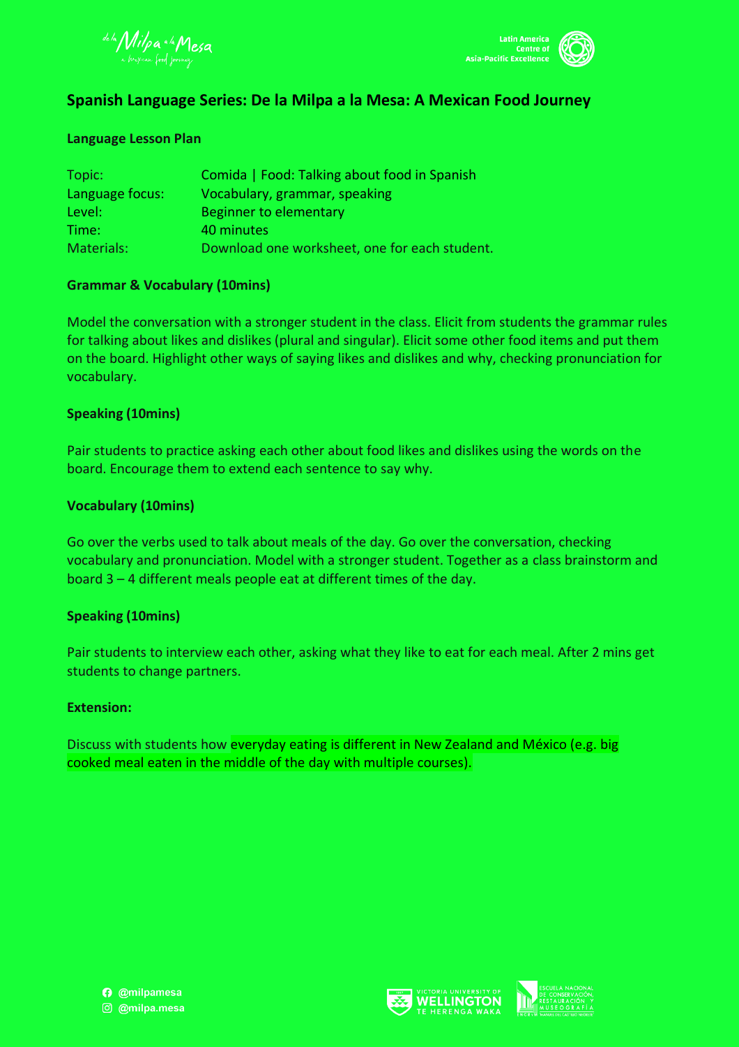## Spanish Language Series: De la Milpa a la Mesa: A Mexican Food Journey

**Language Lesson Plan**

| | |
|---|---|
| Topic: | Comida \| Food: Talking about food in Spanish |
| Language focus: | Vocabulary, grammar, speaking |
| Level: | Beginner to elementary |
| Time: | 40 minutes |
| Materials: | Download one worksheet, one for each student. |

**Grammar & Vocabulary (10mins)**

Model the conversation with a stronger student in the class. Elicit from students the grammar rules for talking about likes and dislikes (plural and singular). Elicit some other food items and put them on the board. Highlight other ways of saying likes and dislikes and why, checking pronunciation for vocabulary.

**Speaking (10mins)**

Pair students to practice asking each other about food likes and dislikes using the words on the board. Encourage them to extend each sentence to say why.

**Vocabulary (10mins)**

Go over the verbs used to talk about meals of the day. Go over the conversation, checking vocabulary and pronunciation. Model with a stronger student. Together as a class brainstorm and board 3 – 4 different meals people eat at different times of the day.

**Speaking (10mins)**

Pair students to interview each other, asking what they like to eat for each meal. After 2 mins get students to change partners.

**Extension:**

Discuss with students how everyday eating is different in New Zealand and México (e.g. big cooked meal eaten in the middle of the day with multiple courses).

@milpamesa
@milpa.mesa